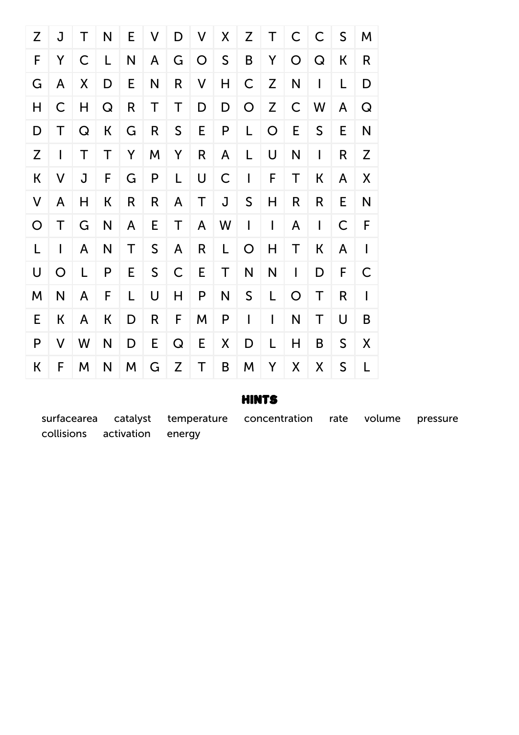| | | | | | | | | | | | | | | |
|---|---|---|---|---|---|---|---|---|---|---|---|---|---|---|
| Z | J | T | N | E | V | D | V | X | Z | T | C | C | S | M |
| F | Y | C | L | N | A | G | O | S | B | Y | O | Q | K | R |
| G | A | X | D | E | N | R | V | H | C | Z | N | I | L | D |
| H | C | H | Q | R | T | T | D | D | O | Z | C | W | A | Q |
| D | T | Q | K | G | R | S | E | P | L | O | E | S | E | N |
| Z | I | T | T | Y | M | Y | R | A | L | U | N | I | R | Z |
| K | V | J | F | G | P | L | U | C | I | F | T | K | A | X |
| V | A | H | K | R | R | A | T | J | S | H | R | R | E | N |
| O | T | G | N | A | E | T | A | W | I | I | A | I | C | F |
| L | I | A | N | T | S | A | R | L | O | H | T | K | A | I |
| U | O | L | P | E | S | C | E | T | N | N | I | D | F | C |
| M | N | A | F | L | U | H | P | N | S | L | O | T | R | I |
| E | K | A | K | D | R | F | M | P | I | I | N | T | U | B |
| P | V | W | N | D | E | Q | E | X | D | L | H | B | S | X |
| K | F | M | N | M | G | Z | T | B | M | Y | X | X | S | L |

## HINTS

surfacearea catalyst temperature concentration rate volume pressure collisions activation energy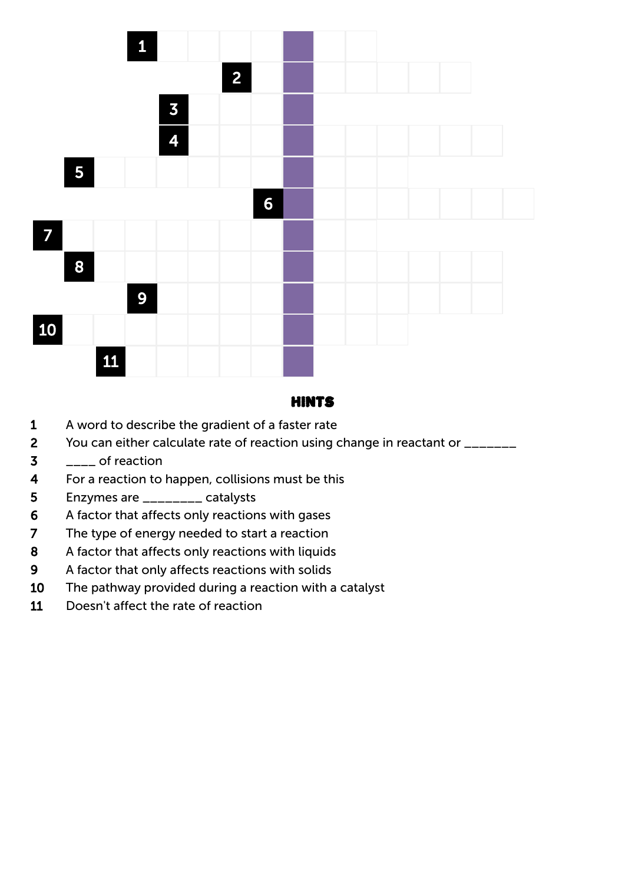## HINTS

1. A word to describe the gradient of a faster rate
2. You can either calculate rate of reaction using change in reactant or _______
3. ____ of reaction
4. For a reaction to happen, collisions must be this
5. Enzymes are ________ catalysts
6. A factor that affects only reactions with gases
7. The type of energy needed to start a reaction
8. A factor that affects only reactions with liquids
9. A factor that only affects reactions with solids
10. The pathway provided during a reaction with a catalyst
11. Doesn't affect the rate of reaction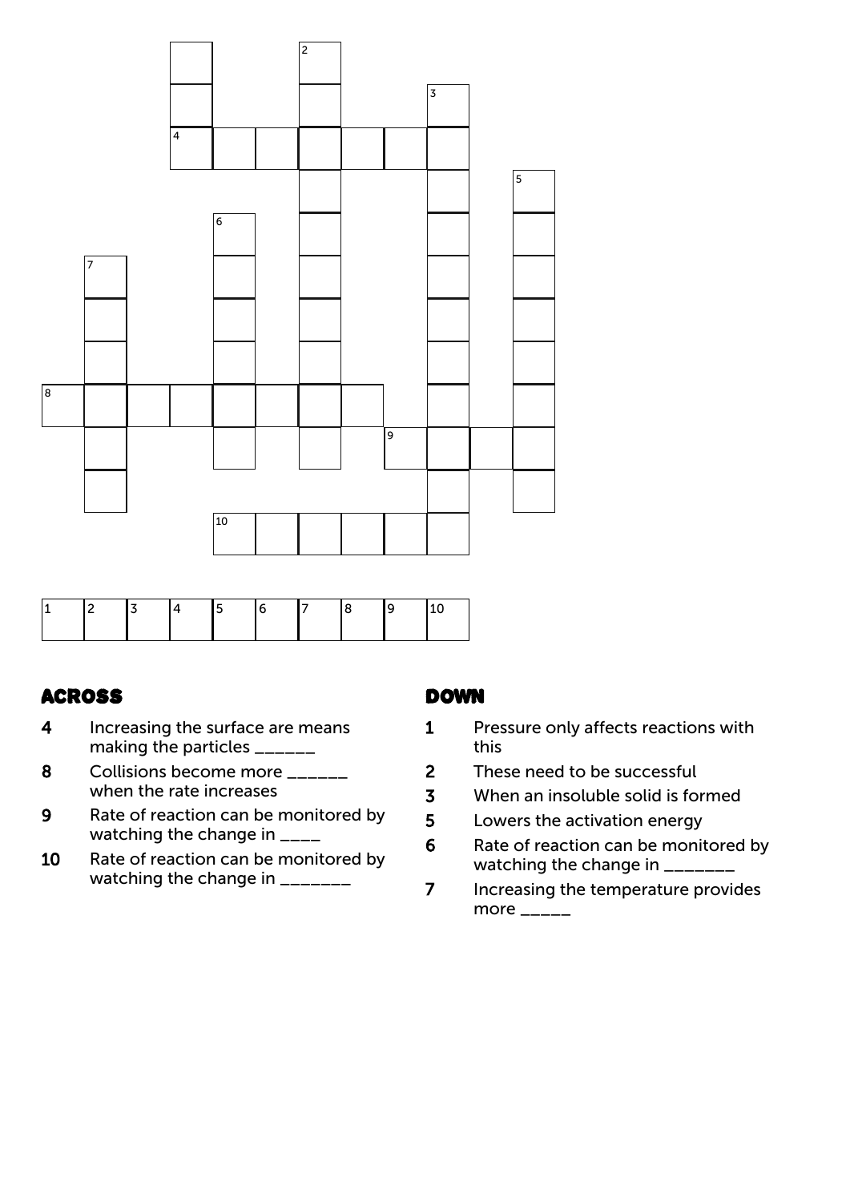| 1 | 2 | 3 | 4 | 5 | 6 | 7 | 8 | 9 | 10 |
|---|---|---|---|---|---|---|---|---|---|
| | | | | | | | | | |

## ACROSS

**4** Increasing the surface are means making the particles ______

**8** Collisions become more ______ when the rate increases

**9** Rate of reaction can be monitored by watching the change in ____

**10** Rate of reaction can be monitored by watching the change in _______

## DOWN

**1** Pressure only affects reactions with this

**2** These need to be successful

**3** When an insoluble solid is formed

**5** Lowers the activation energy

**6** Rate of reaction can be monitored by watching the change in _______

**7** Increasing the temperature provides more _____